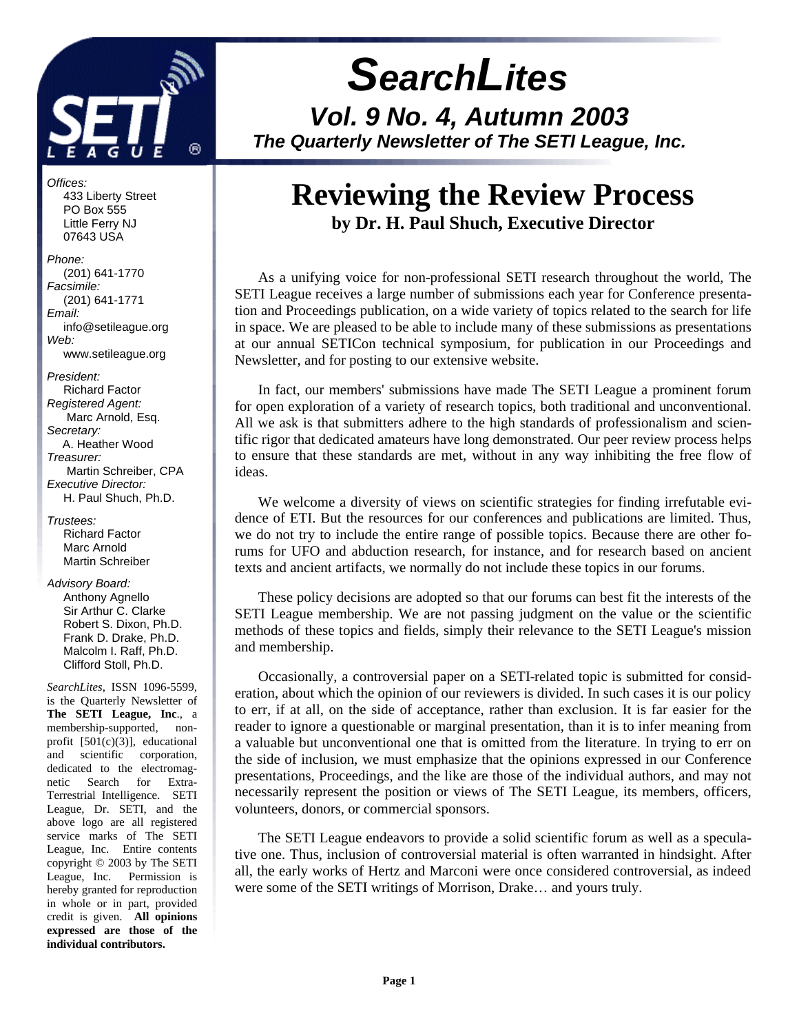# SearchLites

## Vol. 9 No. 4, Autumn 2003

### The Quarterly Newsletter of The SETI League, Inc.

*Offices:*
433 Liberty Street
PO Box 555
Little Ferry NJ
07643 USA

*Phone:*
(201) 641-1770
*Facsimile:*
(201) 641-1771
*Email:*
info@setileague.org
*Web:*
www.setileague.org

*President:*
Richard Factor
*Registered Agent:*
Marc Arnold, Esq.
*Secretary:*
A. Heather Wood
*Treasurer:*
Martin Schreiber, CPA
*Executive Director:*
H. Paul Shuch, Ph.D.

*Trustees:*
Richard Factor
Marc Arnold
Martin Schreiber

*Advisory Board:*
Anthony Agnello
Sir Arthur C. Clarke
Robert S. Dixon, Ph.D.
Frank D. Drake, Ph.D.
Malcolm I. Raff, Ph.D.
Clifford Stoll, Ph.D.

*SearchLites*, ISSN 1096-5599, is the Quarterly Newsletter of **The SETI League, Inc**., a membership-supported, non-profit [501(c)(3)], educational and scientific corporation, dedicated to the electromagnetic Search for Extra-Terrestrial Intelligence. SETI League, Dr. SETI, and the above logo are all registered service marks of The SETI League, Inc. Entire contents copyright © 2003 by The SETI League, Inc. Permission is hereby granted for reproduction in whole or in part, provided credit is given. **All opinions expressed are those of the individual contributors.**

# Reviewing the Review Process

**by Dr. H. Paul Shuch, Executive Director**

As a unifying voice for non-professional SETI research throughout the world, The SETI League receives a large number of submissions each year for Conference presentation and Proceedings publication, on a wide variety of topics related to the search for life in space. We are pleased to be able to include many of these submissions as presentations at our annual SETICon technical symposium, for publication in our Proceedings and Newsletter, and for posting to our extensive website.

In fact, our members' submissions have made The SETI League a prominent forum for open exploration of a variety of research topics, both traditional and unconventional. All we ask is that submitters adhere to the high standards of professionalism and scientific rigor that dedicated amateurs have long demonstrated. Our peer review process helps to ensure that these standards are met, without in any way inhibiting the free flow of ideas.

We welcome a diversity of views on scientific strategies for finding irrefutable evidence of ETI. But the resources for our conferences and publications are limited. Thus, we do not try to include the entire range of possible topics. Because there are other forums for UFO and abduction research, for instance, and for research based on ancient texts and ancient artifacts, we normally do not include these topics in our forums.

These policy decisions are adopted so that our forums can best fit the interests of the SETI League membership. We are not passing judgment on the value or the scientific methods of these topics and fields, simply their relevance to the SETI League's mission and membership.

Occasionally, a controversial paper on a SETI-related topic is submitted for consideration, about which the opinion of our reviewers is divided. In such cases it is our policy to err, if at all, on the side of acceptance, rather than exclusion. It is far easier for the reader to ignore a questionable or marginal presentation, than it is to infer meaning from a valuable but unconventional one that is omitted from the literature. In trying to err on the side of inclusion, we must emphasize that the opinions expressed in our Conference presentations, Proceedings, and the like are those of the individual authors, and may not necessarily represent the position or views of The SETI League, its members, officers, volunteers, donors, or commercial sponsors.

The SETI League endeavors to provide a solid scientific forum as well as a speculative one. Thus, inclusion of controversial material is often warranted in hindsight. After all, the early works of Hertz and Marconi were once considered controversial, as indeed were some of the SETI writings of Morrison, Drake… and yours truly.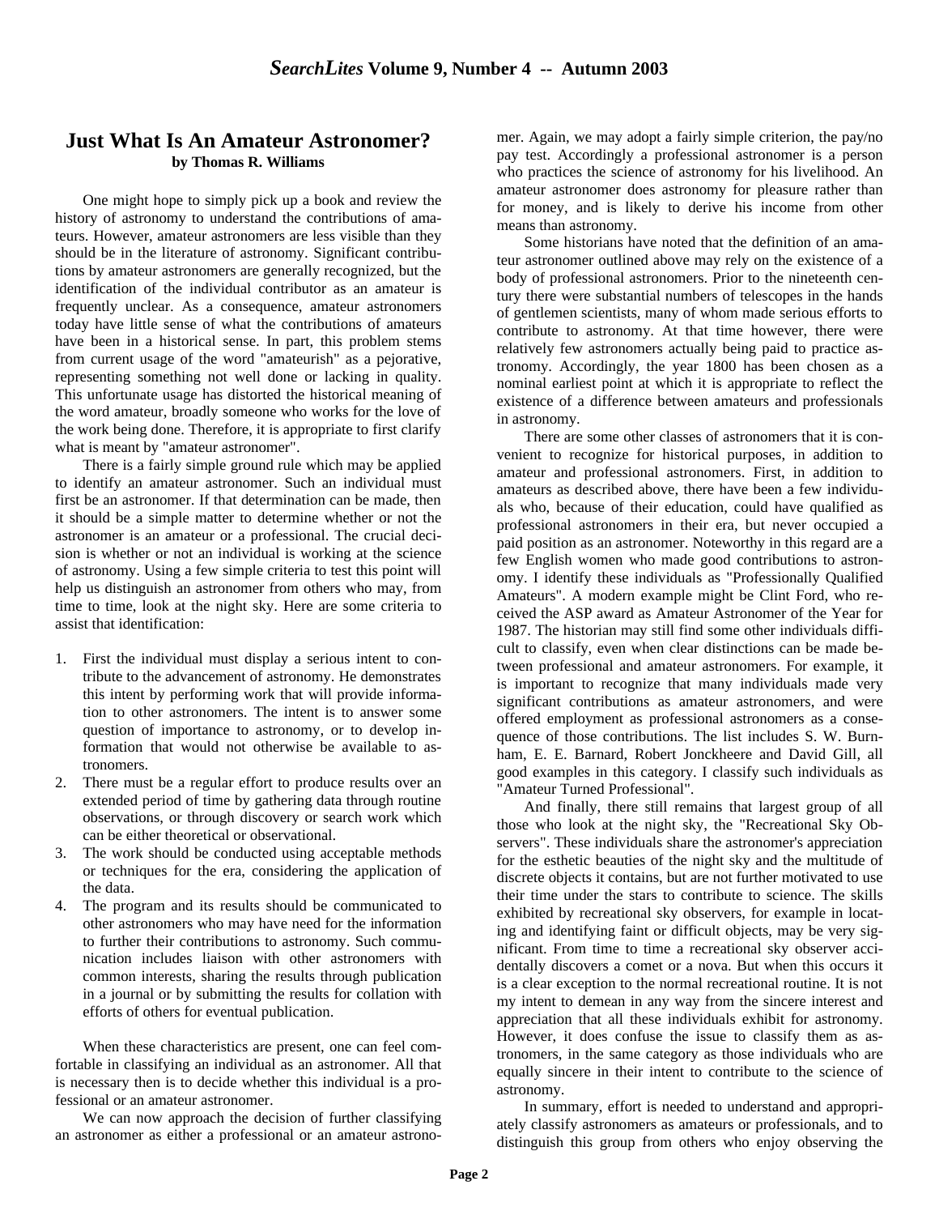## Just What Is An Amateur Astronomer?

**by Thomas R. Williams**

One might hope to simply pick up a book and review the history of astronomy to understand the contributions of amateurs. However, amateur astronomers are less visible than they should be in the literature of astronomy. Significant contributions by amateur astronomers are generally recognized, but the identification of the individual contributor as an amateur is frequently unclear. As a consequence, amateur astronomers today have little sense of what the contributions of amateurs have been in a historical sense. In part, this problem stems from current usage of the word "amateurish" as a pejorative, representing something not well done or lacking in quality. This unfortunate usage has distorted the historical meaning of the word amateur, broadly someone who works for the love of the work being done. Therefore, it is appropriate to first clarify what is meant by "amateur astronomer".

There is a fairly simple ground rule which may be applied to identify an amateur astronomer. Such an individual must first be an astronomer. If that determination can be made, then it should be a simple matter to determine whether or not the astronomer is an amateur or a professional. The crucial decision is whether or not an individual is working at the science of astronomy. Using a few simple criteria to test this point will help us distinguish an astronomer from others who may, from time to time, look at the night sky. Here are some criteria to assist that identification:

1. First the individual must display a serious intent to contribute to the advancement of astronomy. He demonstrates this intent by performing work that will provide information to other astronomers. The intent is to answer some question of importance to astronomy, or to develop information that would not otherwise be available to astronomers.
2. There must be a regular effort to produce results over an extended period of time by gathering data through routine observations, or through discovery or search work which can be either theoretical or observational.
3. The work should be conducted using acceptable methods or techniques for the era, considering the application of the data.
4. The program and its results should be communicated to other astronomers who may have need for the information to further their contributions to astronomy. Such communication includes liaison with other astronomers with common interests, sharing the results through publication in a journal or by submitting the results for collation with efforts of others for eventual publication.

When these characteristics are present, one can feel comfortable in classifying an individual as an astronomer. All that is necessary then is to decide whether this individual is a professional or an amateur astronomer.

We can now approach the decision of further classifying an astronomer as either a professional or an amateur astronomer. Again, we may adopt a fairly simple criterion, the pay/no pay test. Accordingly a professional astronomer is a person who practices the science of astronomy for his livelihood. An amateur astronomer does astronomy for pleasure rather than for money, and is likely to derive his income from other means than astronomy.

Some historians have noted that the definition of an amateur astronomer outlined above may rely on the existence of a body of professional astronomers. Prior to the nineteenth century there were substantial numbers of telescopes in the hands of gentlemen scientists, many of whom made serious efforts to contribute to astronomy. At that time however, there were relatively few astronomers actually being paid to practice astronomy. Accordingly, the year 1800 has been chosen as a nominal earliest point at which it is appropriate to reflect the existence of a difference between amateurs and professionals in astronomy.

There are some other classes of astronomers that it is convenient to recognize for historical purposes, in addition to amateur and professional astronomers. First, in addition to amateurs as described above, there have been a few individuals who, because of their education, could have qualified as professional astronomers in their era, but never occupied a paid position as an astronomer. Noteworthy in this regard are a few English women who made good contributions to astronomy. I identify these individuals as "Professionally Qualified Amateurs". A modern example might be Clint Ford, who received the ASP award as Amateur Astronomer of the Year for 1987. The historian may still find some other individuals difficult to classify, even when clear distinctions can be made between professional and amateur astronomers. For example, it is important to recognize that many individuals made very significant contributions as amateur astronomers, and were offered employment as professional astronomers as a consequence of those contributions. The list includes S. W. Burnham, E. E. Barnard, Robert Jonckheere and David Gill, all good examples in this category. I classify such individuals as "Amateur Turned Professional".

And finally, there still remains that largest group of all those who look at the night sky, the "Recreational Sky Observers". These individuals share the astronomer's appreciation for the esthetic beauties of the night sky and the multitude of discrete objects it contains, but are not further motivated to use their time under the stars to contribute to science. The skills exhibited by recreational sky observers, for example in locating and identifying faint or difficult objects, may be very significant. From time to time a recreational sky observer accidentally discovers a comet or a nova. But when this occurs it is a clear exception to the normal recreational routine. It is not my intent to demean in any way from the sincere interest and appreciation that all these individuals exhibit for astronomy. However, it does confuse the issue to classify them as astronomers, in the same category as those individuals who are equally sincere in their intent to contribute to the science of astronomy.

In summary, effort is needed to understand and appropriately classify astronomers as amateurs or professionals, and to distinguish this group from others who enjoy observing the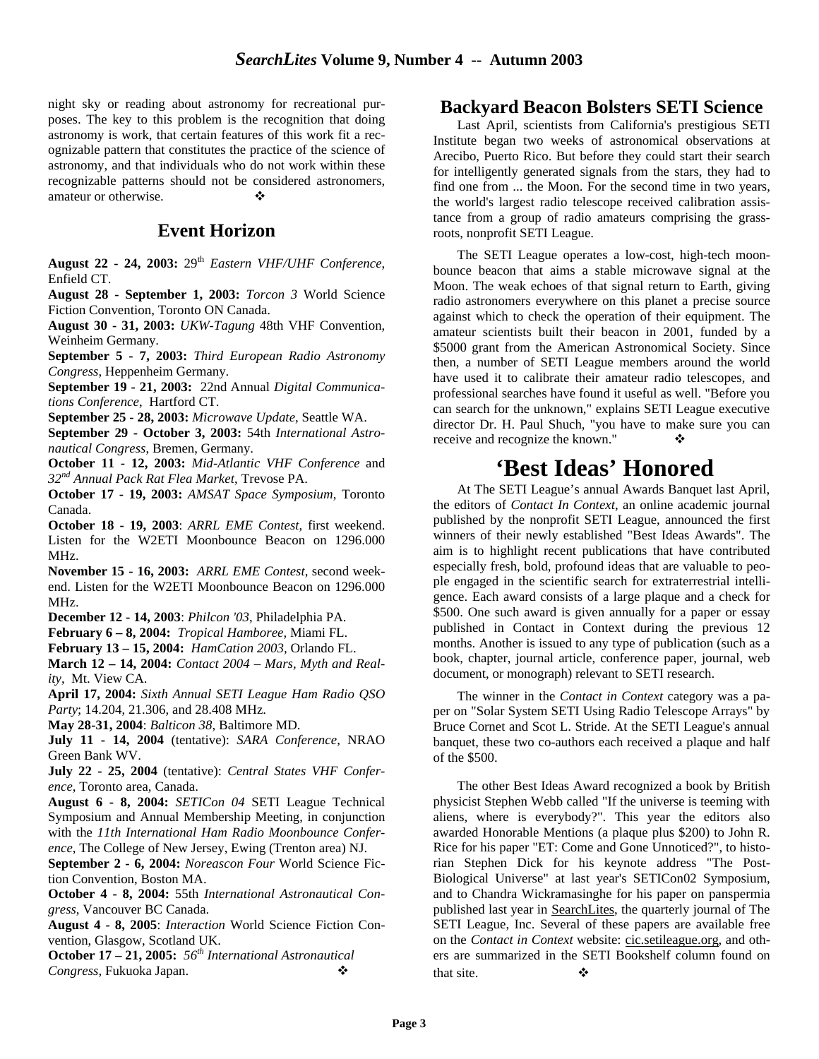night sky or reading about astronomy for recreational purposes. The key to this problem is the recognition that doing astronomy is work, that certain features of this work fit a recognizable pattern that constitutes the practice of the science of astronomy, and that individuals who do not work within these recognizable patterns should not be considered astronomers, amateur or otherwise. ❖

## Event Horizon

**August 22 - 24, 2003:** 29th *Eastern VHF/UHF Conference*, Enfield CT.

**August 28 - September 1, 2003:** *Torcon 3* World Science Fiction Convention, Toronto ON Canada.

**August 30 - 31, 2003:** *UKW-Tagung* 48th VHF Convention, Weinheim Germany.

**September 5 - 7, 2003:** *Third European Radio Astronomy Congress*, Heppenheim Germany.

**September 19 - 21, 2003:** 22nd Annual *Digital Communications Conference*, Hartford CT.

**September 25 - 28, 2003:** *Microwave Update*, Seattle WA.

**September 29 - October 3, 2003:** 54th *International Astronautical Congress*, Bremen, Germany.

**October 11 - 12, 2003:** *Mid-Atlantic VHF Conference* and *32nd Annual Pack Rat Flea Market*, Trevose PA.

**October 17 - 19, 2003:** *AMSAT Space Symposium*, Toronto Canada.

**October 18 - 19, 2003**: *ARRL EME Contest*, first weekend. Listen for the W2ETI Moonbounce Beacon on 1296.000 MHz.

**November 15 - 16, 2003:** *ARRL EME Contest*, second weekend. Listen for the W2ETI Moonbounce Beacon on 1296.000 MHz.

**December 12 - 14, 2003**: *Philcon '03*, Philadelphia PA.

**February 6 – 8, 2004:** *Tropical Hamboree,* Miami FL.

**February 13 – 15, 2004:** *HamCation 2003*, Orlando FL.

**March 12 – 14, 2004:** *Contact 2004 – Mars, Myth and Reality*, Mt. View CA.

**April 17, 2004:** *Sixth Annual SETI League Ham Radio QSO Party*; 14.204, 21.306, and 28.408 MHz.

**May 28-31, 2004**: *Balticon 38*, Baltimore MD.

**July 11 - 14, 2004** (tentative): *SARA Conference*, NRAO Green Bank WV.

**July 22 - 25, 2004** (tentative): *Central States VHF Conference*, Toronto area, Canada.

**August 6 - 8, 2004:** *SETICon 04* SETI League Technical Symposium and Annual Membership Meeting, in conjunction with the *11th International Ham Radio Moonbounce Conference*, The College of New Jersey, Ewing (Trenton area) NJ.

**September 2 - 6, 2004:** *Noreascon Four* World Science Fiction Convention, Boston MA.

**October 4 - 8, 2004:** 55th *International Astronautical Congress*, Vancouver BC Canada.

**August 4 - 8, 2005**: *Interaction* World Science Fiction Convention, Glasgow, Scotland UK.

**October 17 – 21, 2005:** *56th International Astronautical Congress,* Fukuoka Japan. ❖

## Backyard Beacon Bolsters SETI Science

Last April, scientists from California's prestigious SETI Institute began two weeks of astronomical observations at Arecibo, Puerto Rico. But before they could start their search for intelligently generated signals from the stars, they had to find one from ... the Moon. For the second time in two years, the world's largest radio telescope received calibration assistance from a group of radio amateurs comprising the grassroots, nonprofit SETI League.

The SETI League operates a low-cost, high-tech moonbounce beacon that aims a stable microwave signal at the Moon. The weak echoes of that signal return to Earth, giving radio astronomers everywhere on this planet a precise source against which to check the operation of their equipment. The amateur scientists built their beacon in 2001, funded by a $5000 grant from the American Astronomical Society. Since then, a number of SETI League members around the world have used it to calibrate their amateur radio telescopes, and professional searches have found it useful as well. "Before you can search for the unknown," explains SETI League executive director Dr. H. Paul Shuch, "you have to make sure you can receive and recognize the known." ❖

## 'Best Ideas' Honored

At The SETI League's annual Awards Banquet last April, the editors of *Contact In Context*, an online academic journal published by the nonprofit SETI League, announced the first winners of their newly established "Best Ideas Awards". The aim is to highlight recent publications that have contributed especially fresh, bold, profound ideas that are valuable to people engaged in the scientific search for extraterrestrial intelligence. Each award consists of a large plaque and a check for $500. One such award is given annually for a paper or essay published in Contact in Context during the previous 12 months. Another is issued to any type of publication (such as a book, chapter, journal article, conference paper, journal, web document, or monograph) relevant to SETI research.

The winner in the *Contact in Context* category was a paper on "Solar System SETI Using Radio Telescope Arrays" by Bruce Cornet and Scot L. Stride. At the SETI League's annual banquet, these two co-authors each received a plaque and half of the $500.

The other Best Ideas Award recognized a book by British physicist Stephen Webb called "If the universe is teeming with aliens, where is everybody?". This year the editors also awarded Honorable Mentions (a plaque plus $200) to John R. Rice for his paper "ET: Come and Gone Unnoticed?", to historian Stephen Dick for his keynote address "The Post-Biological Universe" at last year's SETICon02 Symposium, and to Chandra Wickramasinghe for his paper on panspermia published last year in SearchLites, the quarterly journal of The SETI League, Inc. Several of these papers are available free on the *Contact in Context* website: cic.setileague.org, and others are summarized in the SETI Bookshelf column found on that site. ❖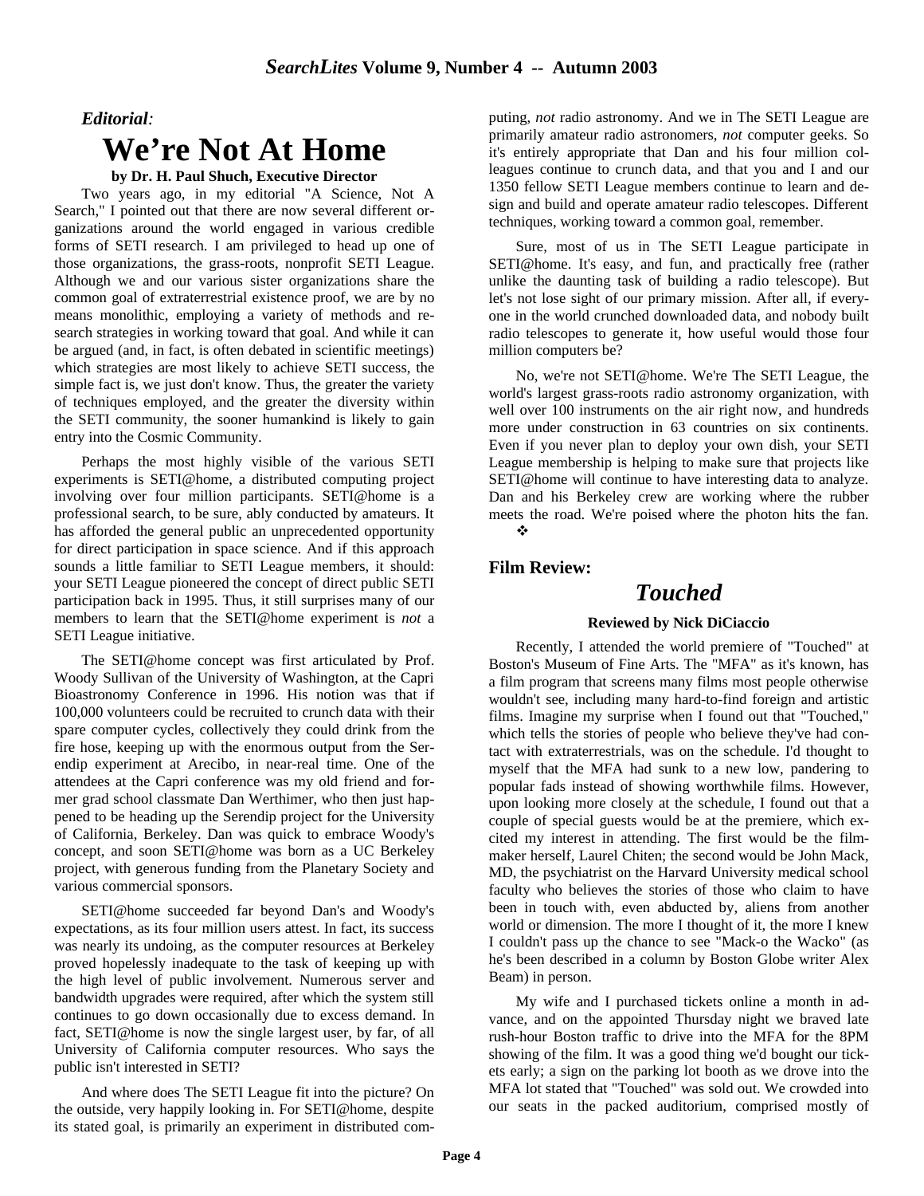*Editorial:*

# We're Not At Home

**by Dr. H. Paul Shuch, Executive Director**

Two years ago, in my editorial "A Science, Not A Search," I pointed out that there are now several different organizations around the world engaged in various credible forms of SETI research. I am privileged to head up one of those organizations, the grass-roots, nonprofit SETI League. Although we and our various sister organizations share the common goal of extraterrestrial existence proof, we are by no means monolithic, employing a variety of methods and research strategies in working toward that goal. And while it can be argued (and, in fact, is often debated in scientific meetings) which strategies are most likely to achieve SETI success, the simple fact is, we just don't know. Thus, the greater the variety of techniques employed, and the greater the diversity within the SETI community, the sooner humankind is likely to gain entry into the Cosmic Community.

Perhaps the most highly visible of the various SETI experiments is SETI@home, a distributed computing project involving over four million participants. SETI@home is a professional search, to be sure, ably conducted by amateurs. It has afforded the general public an unprecedented opportunity for direct participation in space science. And if this approach sounds a little familiar to SETI League members, it should: your SETI League pioneered the concept of direct public SETI participation back in 1995. Thus, it still surprises many of our members to learn that the SETI@home experiment is *not* a SETI League initiative.

The SETI@home concept was first articulated by Prof. Woody Sullivan of the University of Washington, at the Capri Bioastronomy Conference in 1996. His notion was that if 100,000 volunteers could be recruited to crunch data with their spare computer cycles, collectively they could drink from the fire hose, keeping up with the enormous output from the Serendip experiment at Arecibo, in near-real time. One of the attendees at the Capri conference was my old friend and former grad school classmate Dan Werthimer, who then just happened to be heading up the Serendip project for the University of California, Berkeley. Dan was quick to embrace Woody's concept, and soon SETI@home was born as a UC Berkeley project, with generous funding from the Planetary Society and various commercial sponsors.

SETI@home succeeded far beyond Dan's and Woody's expectations, as its four million users attest. In fact, its success was nearly its undoing, as the computer resources at Berkeley proved hopelessly inadequate to the task of keeping up with the high level of public involvement. Numerous server and bandwidth upgrades were required, after which the system still continues to go down occasionally due to excess demand. In fact, SETI@home is now the single largest user, by far, of all University of California computer resources. Who says the public isn't interested in SETI?

And where does The SETI League fit into the picture? On the outside, very happily looking in. For SETI@home, despite its stated goal, is primarily an experiment in distributed computing, *not* radio astronomy. And we in The SETI League are primarily amateur radio astronomers, *not* computer geeks. So it's entirely appropriate that Dan and his four million colleagues continue to crunch data, and that you and I and our 1350 fellow SETI League members continue to learn and design and build and operate amateur radio telescopes. Different techniques, working toward a common goal, remember.

Sure, most of us in The SETI League participate in SETI@home. It's easy, and fun, and practically free (rather unlike the daunting task of building a radio telescope). But let's not lose sight of our primary mission. After all, if everyone in the world crunched downloaded data, and nobody built radio telescopes to generate it, how useful would those four million computers be?

No, we're not SETI@home. We're The SETI League, the world's largest grass-roots radio astronomy organization, with well over 100 instruments on the air right now, and hundreds more under construction in 63 countries on six continents. Even if you never plan to deploy your own dish, your SETI League membership is helping to make sure that projects like SETI@home will continue to have interesting data to analyze. Dan and his Berkeley crew are working where the rubber meets the road. We're poised where the photon hits the fan. ❖

**Film Review:**

# *Touched*

**Reviewed by Nick DiCiaccio**

Recently, I attended the world premiere of "Touched" at Boston's Museum of Fine Arts. The "MFA" as it's known, has a film program that screens many films most people otherwise wouldn't see, including many hard-to-find foreign and artistic films. Imagine my surprise when I found out that "Touched," which tells the stories of people who believe they've had contact with extraterrestrials, was on the schedule. I'd thought to myself that the MFA had sunk to a new low, pandering to popular fads instead of showing worthwhile films. However, upon looking more closely at the schedule, I found out that a couple of special guests would be at the premiere, which excited my interest in attending. The first would be the filmmaker herself, Laurel Chiten; the second would be John Mack, MD, the psychiatrist on the Harvard University medical school faculty who believes the stories of those who claim to have been in touch with, even abducted by, aliens from another world or dimension. The more I thought of it, the more I knew I couldn't pass up the chance to see "Mack-o the Wacko" (as he's been described in a column by Boston Globe writer Alex Beam) in person.

My wife and I purchased tickets online a month in advance, and on the appointed Thursday night we braved late rush-hour Boston traffic to drive into the MFA for the 8PM showing of the film. It was a good thing we'd bought our tickets early; a sign on the parking lot booth as we drove into the MFA lot stated that "Touched" was sold out. We crowded into our seats in the packed auditorium, comprised mostly of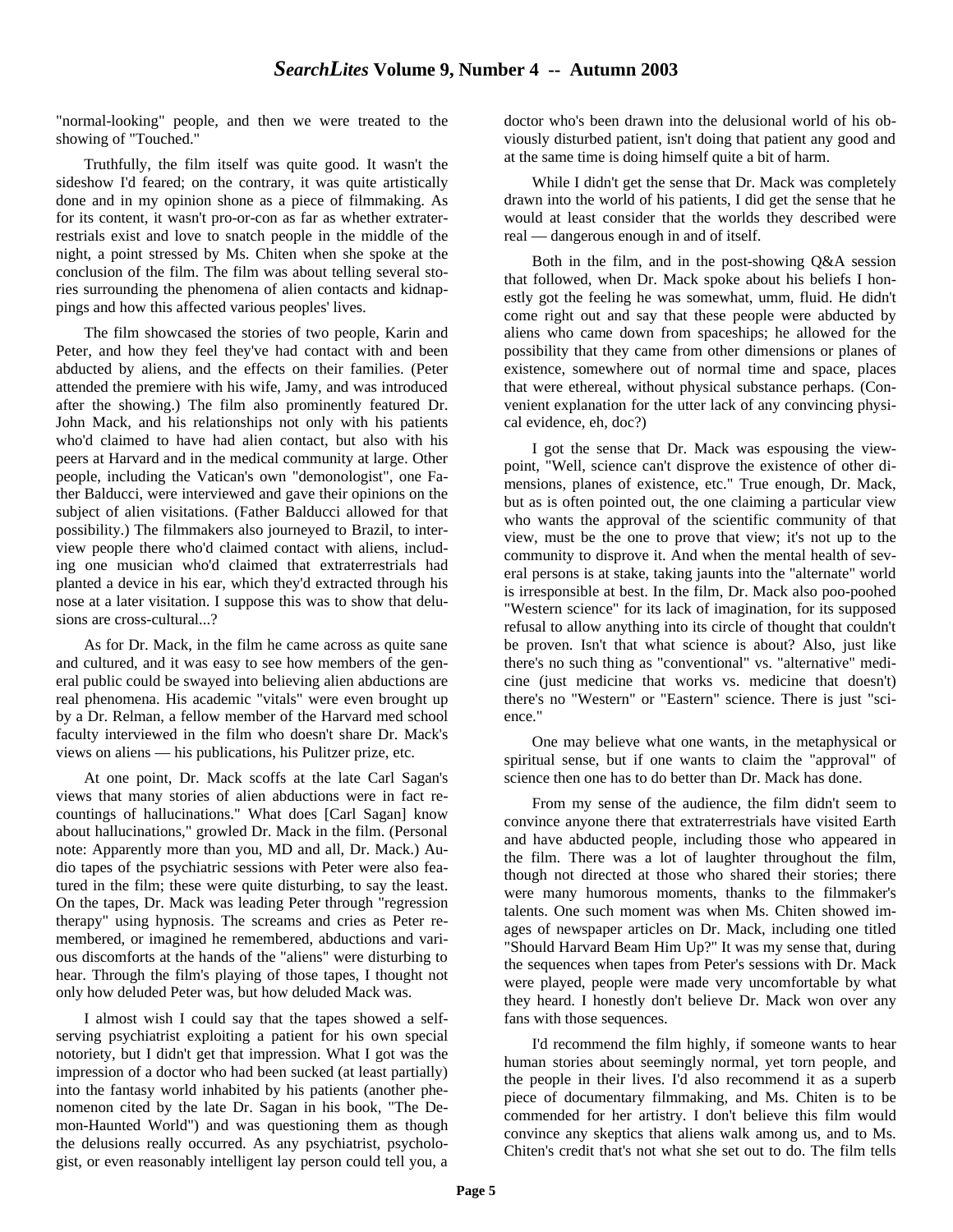"normal-looking" people, and then we were treated to the showing of "Touched."

Truthfully, the film itself was quite good. It wasn't the sideshow I'd feared; on the contrary, it was quite artistically done and in my opinion shone as a piece of filmmaking. As for its content, it wasn't pro-or-con as far as whether extraterrestrials exist and love to snatch people in the middle of the night, a point stressed by Ms. Chiten when she spoke at the conclusion of the film. The film was about telling several stories surrounding the phenomena of alien contacts and kidnappings and how this affected various peoples' lives.

The film showcased the stories of two people, Karin and Peter, and how they feel they've had contact with and been abducted by aliens, and the effects on their families. (Peter attended the premiere with his wife, Jamy, and was introduced after the showing.) The film also prominently featured Dr. John Mack, and his relationships not only with his patients who'd claimed to have had alien contact, but also with his peers at Harvard and in the medical community at large. Other people, including the Vatican's own "demonologist", one Father Balducci, were interviewed and gave their opinions on the subject of alien visitations. (Father Balducci allowed for that possibility.) The filmmakers also journeyed to Brazil, to interview people there who'd claimed contact with aliens, including one musician who'd claimed that extraterrestrials had planted a device in his ear, which they'd extracted through his nose at a later visitation. I suppose this was to show that delusions are cross-cultural...?

As for Dr. Mack, in the film he came across as quite sane and cultured, and it was easy to see how members of the general public could be swayed into believing alien abductions are real phenomena. His academic "vitals" were even brought up by a Dr. Relman, a fellow member of the Harvard med school faculty interviewed in the film who doesn't share Dr. Mack's views on aliens — his publications, his Pulitzer prize, etc.

At one point, Dr. Mack scoffs at the late Carl Sagan's views that many stories of alien abductions were in fact recountings of hallucinations." What does [Carl Sagan] know about hallucinations," growled Dr. Mack in the film. (Personal note: Apparently more than you, MD and all, Dr. Mack.) Audio tapes of the psychiatric sessions with Peter were also featured in the film; these were quite disturbing, to say the least. On the tapes, Dr. Mack was leading Peter through "regression therapy" using hypnosis. The screams and cries as Peter remembered, or imagined he remembered, abductions and various discomforts at the hands of the "aliens" were disturbing to hear. Through the film's playing of those tapes, I thought not only how deluded Peter was, but how deluded Mack was.

I almost wish I could say that the tapes showed a self-serving psychiatrist exploiting a patient for his own special notoriety, but I didn't get that impression. What I got was the impression of a doctor who had been sucked (at least partially) into the fantasy world inhabited by his patients (another phenomenon cited by the late Dr. Sagan in his book, "The Demon-Haunted World") and was questioning them as though the delusions really occurred. As any psychiatrist, psychologist, or even reasonably intelligent lay person could tell you, a doctor who's been drawn into the delusional world of his obviously disturbed patient, isn't doing that patient any good and at the same time is doing himself quite a bit of harm.

While I didn't get the sense that Dr. Mack was completely drawn into the world of his patients, I did get the sense that he would at least consider that the worlds they described were real — dangerous enough in and of itself.

Both in the film, and in the post-showing Q&A session that followed, when Dr. Mack spoke about his beliefs I honestly got the feeling he was somewhat, umm, fluid. He didn't come right out and say that these people were abducted by aliens who came down from spaceships; he allowed for the possibility that they came from other dimensions or planes of existence, somewhere out of normal time and space, places that were ethereal, without physical substance perhaps. (Convenient explanation for the utter lack of any convincing physical evidence, eh, doc?)

I got the sense that Dr. Mack was espousing the viewpoint, "Well, science can't disprove the existence of other dimensions, planes of existence, etc." True enough, Dr. Mack, but as is often pointed out, the one claiming a particular view who wants the approval of the scientific community of that view, must be the one to prove that view; it's not up to the community to disprove it. And when the mental health of several persons is at stake, taking jaunts into the "alternate" world is irresponsible at best. In the film, Dr. Mack also poo-poohed "Western science" for its lack of imagination, for its supposed refusal to allow anything into its circle of thought that couldn't be proven. Isn't that what science is about? Also, just like there's no such thing as "conventional" vs. "alternative" medicine (just medicine that works vs. medicine that doesn't) there's no "Western" or "Eastern" science. There is just "science."

One may believe what one wants, in the metaphysical or spiritual sense, but if one wants to claim the "approval" of science then one has to do better than Dr. Mack has done.

From my sense of the audience, the film didn't seem to convince anyone there that extraterrestrials have visited Earth and have abducted people, including those who appeared in the film. There was a lot of laughter throughout the film, though not directed at those who shared their stories; there were many humorous moments, thanks to the filmmaker's talents. One such moment was when Ms. Chiten showed images of newspaper articles on Dr. Mack, including one titled "Should Harvard Beam Him Up?" It was my sense that, during the sequences when tapes from Peter's sessions with Dr. Mack were played, people were made very uncomfortable by what they heard. I honestly don't believe Dr. Mack won over any fans with those sequences.

I'd recommend the film highly, if someone wants to hear human stories about seemingly normal, yet torn people, and the people in their lives. I'd also recommend it as a superb piece of documentary filmmaking, and Ms. Chiten is to be commended for her artistry. I don't believe this film would convince any skeptics that aliens walk among us, and to Ms. Chiten's credit that's not what she set out to do. The film tells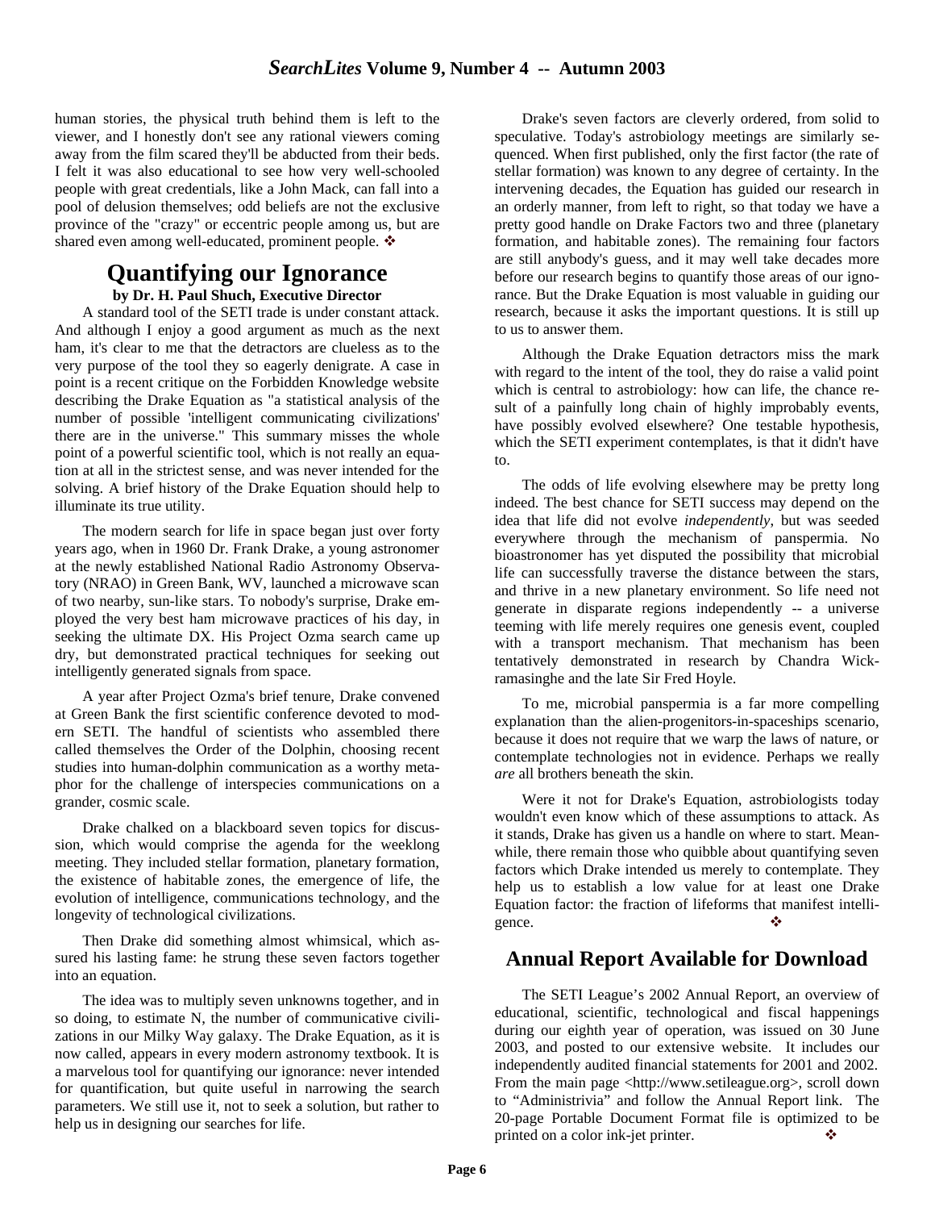human stories, the physical truth behind them is left to the viewer, and I honestly don't see any rational viewers coming away from the film scared they'll be abducted from their beds. I felt it was also educational to see how very well-schooled people with great credentials, like a John Mack, can fall into a pool of delusion themselves; odd beliefs are not the exclusive province of the "crazy" or eccentric people among us, but are shared even among well-educated, prominent people. ❖

## Quantifying our Ignorance

**by Dr. H. Paul Shuch, Executive Director**

A standard tool of the SETI trade is under constant attack. And although I enjoy a good argument as much as the next ham, it's clear to me that the detractors are clueless as to the very purpose of the tool they so eagerly denigrate. A case in point is a recent critique on the Forbidden Knowledge website describing the Drake Equation as "a statistical analysis of the number of possible 'intelligent communicating civilizations' there are in the universe." This summary misses the whole point of a powerful scientific tool, which is not really an equation at all in the strictest sense, and was never intended for the solving. A brief history of the Drake Equation should help to illuminate its true utility.

The modern search for life in space began just over forty years ago, when in 1960 Dr. Frank Drake, a young astronomer at the newly established National Radio Astronomy Observatory (NRAO) in Green Bank, WV, launched a microwave scan of two nearby, sun-like stars. To nobody's surprise, Drake employed the very best ham microwave practices of his day, in seeking the ultimate DX. His Project Ozma search came up dry, but demonstrated practical techniques for seeking out intelligently generated signals from space.

A year after Project Ozma's brief tenure, Drake convened at Green Bank the first scientific conference devoted to modern SETI. The handful of scientists who assembled there called themselves the Order of the Dolphin, choosing recent studies into human-dolphin communication as a worthy metaphor for the challenge of interspecies communications on a grander, cosmic scale.

Drake chalked on a blackboard seven topics for discussion, which would comprise the agenda for the weeklong meeting. They included stellar formation, planetary formation, the existence of habitable zones, the emergence of life, the evolution of intelligence, communications technology, and the longevity of technological civilizations.

Then Drake did something almost whimsical, which assured his lasting fame: he strung these seven factors together into an equation.

The idea was to multiply seven unknowns together, and in so doing, to estimate N, the number of communicative civilizations in our Milky Way galaxy. The Drake Equation, as it is now called, appears in every modern astronomy textbook. It is a marvelous tool for quantifying our ignorance: never intended for quantification, but quite useful in narrowing the search parameters. We still use it, not to seek a solution, but rather to help us in designing our searches for life.

Drake's seven factors are cleverly ordered, from solid to speculative. Today's astrobiology meetings are similarly sequenced. When first published, only the first factor (the rate of stellar formation) was known to any degree of certainty. In the intervening decades, the Equation has guided our research in an orderly manner, from left to right, so that today we have a pretty good handle on Drake Factors two and three (planetary formation, and habitable zones). The remaining four factors are still anybody's guess, and it may well take decades more before our research begins to quantify those areas of our ignorance. But the Drake Equation is most valuable in guiding our research, because it asks the important questions. It is still up to us to answer them.

Although the Drake Equation detractors miss the mark with regard to the intent of the tool, they do raise a valid point which is central to astrobiology: how can life, the chance result of a painfully long chain of highly improbable events, have possibly evolved elsewhere? One testable hypothesis, which the SETI experiment contemplates, is that it didn't have to.

The odds of life evolving elsewhere may be pretty long indeed. The best chance for SETI success may depend on the idea that life did not evolve *independently*, but was seeded everywhere through the mechanism of panspermia. No bioastronomer has yet disputed the possibility that microbial life can successfully traverse the distance between the stars, and thrive in a new planetary environment. So life need not generate in disparate regions independently -- a universe teeming with life merely requires one genesis event, coupled with a transport mechanism. That mechanism has been tentatively demonstrated in research by Chandra Wickramasinghe and the late Sir Fred Hoyle.

To me, microbial panspermia is a far more compelling explanation than the alien-progenitors-in-spaceships scenario, because it does not require that we warp the laws of nature, or contemplate technologies not in evidence. Perhaps we really *are* all brothers beneath the skin.

Were it not for Drake's Equation, astrobiologists today wouldn't even know which of these assumptions to attack. As it stands, Drake has given us a handle on where to start. Meanwhile, there remain those who quibble about quantifying seven factors which Drake intended us merely to contemplate. They help us to establish a low value for at least one Drake Equation factor: the fraction of lifeforms that manifest intelligence. ❖

## Annual Report Available for Download

The SETI League's 2002 Annual Report, an overview of educational, scientific, technological and fiscal happenings during our eighth year of operation, was issued on 30 June 2003, and posted to our extensive website. It includes our independently audited financial statements for 2001 and 2002. From the main page <http://www.setileague.org>, scroll down to "Administrivia" and follow the Annual Report link. The 20-page Portable Document Format file is optimized to be printed on a color ink-jet printer. ❖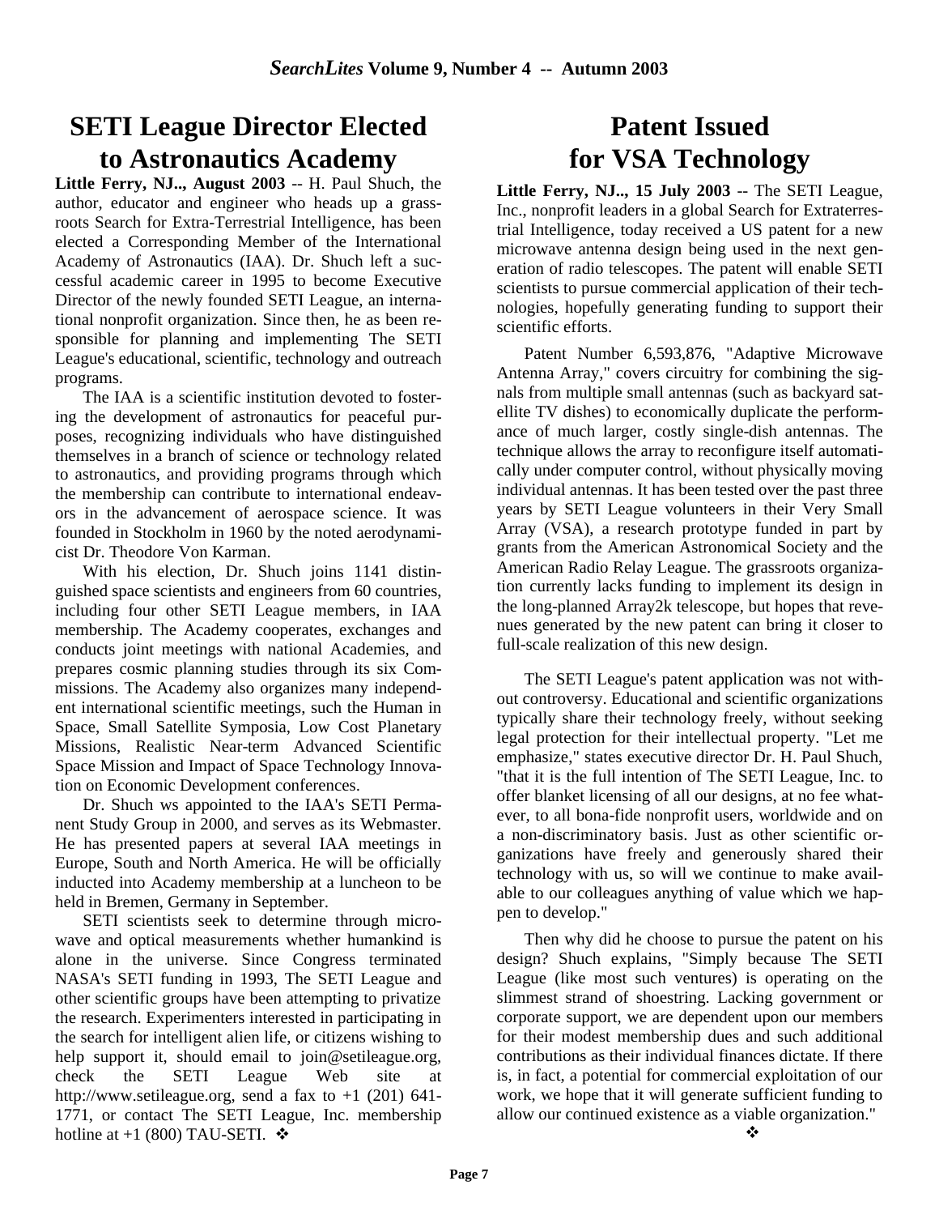# SETI League Director Elected to Astronautics Academy

**Little Ferry, NJ.., August 2003** -- H. Paul Shuch, the author, educator and engineer who heads up a grass-roots Search for Extra-Terrestrial Intelligence, has been elected a Corresponding Member of the International Academy of Astronautics (IAA). Dr. Shuch left a successful academic career in 1995 to become Executive Director of the newly founded SETI League, an international nonprofit organization. Since then, he as been responsible for planning and implementing The SETI League's educational, scientific, technology and outreach programs.

The IAA is a scientific institution devoted to fostering the development of astronautics for peaceful purposes, recognizing individuals who have distinguished themselves in a branch of science or technology related to astronautics, and providing programs through which the membership can contribute to international endeavors in the advancement of aerospace science. It was founded in Stockholm in 1960 by the noted aerodynamicist Dr. Theodore Von Karman.

With his election, Dr. Shuch joins 1141 distinguished space scientists and engineers from 60 countries, including four other SETI League members, in IAA membership. The Academy cooperates, exchanges and conducts joint meetings with national Academies, and prepares cosmic planning studies through its six Commissions. The Academy also organizes many independent international scientific meetings, such the Human in Space, Small Satellite Symposia, Low Cost Planetary Missions, Realistic Near-term Advanced Scientific Space Mission and Impact of Space Technology Innovation on Economic Development conferences.

Dr. Shuch ws appointed to the IAA's SETI Permanent Study Group in 2000, and serves as its Webmaster. He has presented papers at several IAA meetings in Europe, South and North America. He will be officially inducted into Academy membership at a luncheon to be held in Bremen, Germany in September.

SETI scientists seek to determine through microwave and optical measurements whether humankind is alone in the universe. Since Congress terminated NASA's SETI funding in 1993, The SETI League and other scientific groups have been attempting to privatize the research. Experimenters interested in participating in the search for intelligent alien life, or citizens wishing to help support it, should email to join@setileague.org, check the SETI League Web site at http://www.setileague.org, send a fax to +1 (201) 641-1771, or contact The SETI League, Inc. membership hotline at +1 (800) TAU-SETI. ❖

# Patent Issued for VSA Technology

**Little Ferry, NJ.., 15 July 2003** -- The SETI League, Inc., nonprofit leaders in a global Search for Extraterrestrial Intelligence, today received a US patent for a new microwave antenna design being used in the next generation of radio telescopes. The patent will enable SETI scientists to pursue commercial application of their technologies, hopefully generating funding to support their scientific efforts.

Patent Number 6,593,876, "Adaptive Microwave Antenna Array," covers circuitry for combining the signals from multiple small antennas (such as backyard satellite TV dishes) to economically duplicate the performance of much larger, costly single-dish antennas. The technique allows the array to reconfigure itself automatically under computer control, without physically moving individual antennas. It has been tested over the past three years by SETI League volunteers in their Very Small Array (VSA), a research prototype funded in part by grants from the American Astronomical Society and the American Radio Relay League. The grassroots organization currently lacks funding to implement its design in the long-planned Array2k telescope, but hopes that revenues generated by the new patent can bring it closer to full-scale realization of this new design.

The SETI League's patent application was not without controversy. Educational and scientific organizations typically share their technology freely, without seeking legal protection for their intellectual property. "Let me emphasize," states executive director Dr. H. Paul Shuch, "that it is the full intention of The SETI League, Inc. to offer blanket licensing of all our designs, at no fee whatever, to all bona-fide nonprofit users, worldwide and on a non-discriminatory basis. Just as other scientific organizations have freely and generously shared their technology with us, so will we continue to make available to our colleagues anything of value which we happen to develop."

Then why did he choose to pursue the patent on his design? Shuch explains, "Simply because The SETI League (like most such ventures) is operating on the slimmest strand of shoestring. Lacking government or corporate support, we are dependent upon our members for their modest membership dues and such additional contributions as their individual finances dictate. If there is, in fact, a potential for commercial exploitation of our work, we hope that it will generate sufficient funding to allow our continued existence as a viable organization."

❖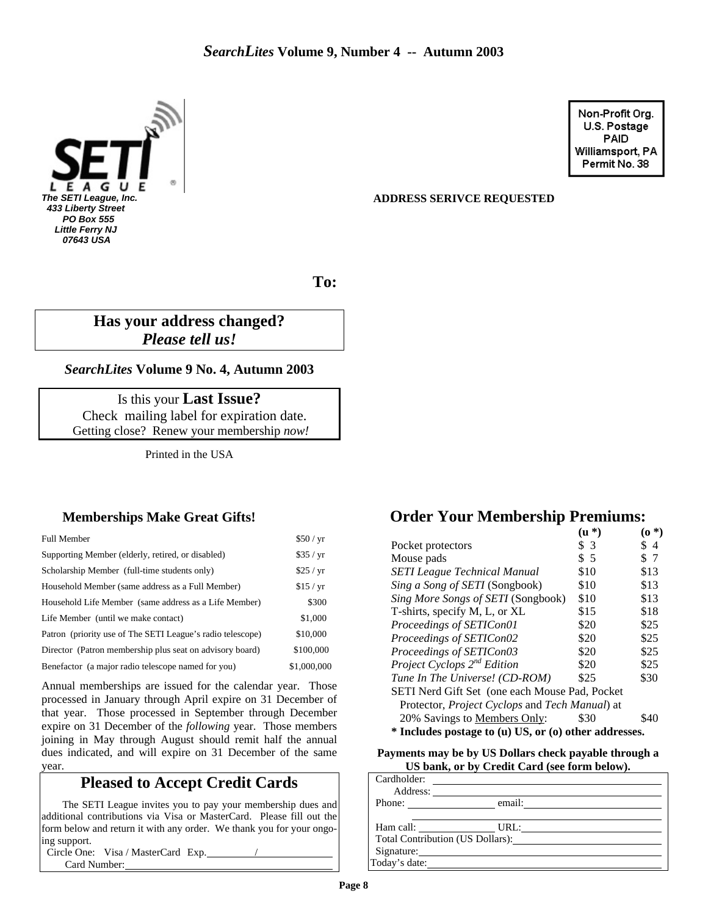**The SETI League, Inc.**
433 Liberty Street
PO Box 555
Little Ferry NJ
07643 USA

Non-Profit Org.
U.S. Postage
PAID
Williamsport, PA
Permit No. 38

**ADDRESS SERIVCE REQUESTED**

**To:**

## Has your address changed? *Please tell us!*

***SearchLites* Volume 9 No. 4, Autumn 2003**

Is this your **Last Issue?**
Check mailing label for expiration date.
Getting close? Renew your membership *now!*

Printed in the USA

### Memberships Make Great Gifts!

| | |
|---|---|
| Full Member | $50 / yr |
| Supporting Member (elderly, retired, or disabled) | $35 / yr |
| Scholarship Member (full-time students only) | $25 / yr |
| Household Member (same address as a Full Member) | $15 / yr |
| Household Life Member (same address as a Life Member) | $300 |
| Life Member (until we make contact) | $1,000 |
| Patron (priority use of The SETI League's radio telescope) | $10,000 |
| Director (Patron membership plus seat on advisory board) | $100,000 |
| Benefactor (a major radio telescope named for you) | $1,000,000 |

Annual memberships are issued for the calendar year. Those processed in January through April expire on 31 December of that year. Those processed in September through December expire on 31 December of the *following* year. Those members joining in May through August should remit half the annual dues indicated, and will expire on 31 December of the same year.

### Pleased to Accept Credit Cards

The SETI League invites you to pay your membership dues and additional contributions via Visa or MasterCard. Please fill out the form below and return it with any order. We thank you for your ongoing support.

Circle One: Visa / MasterCard Exp.\_\_\_\_\_/\_\_\_\_\_
Card Number:\_\_\_\_\_\_\_\_\_\_\_\_\_\_\_\_\_\_\_\_

### Order Your Membership Premiums:

| | (u \*) | (o \*) |
|---|---|---|
| Pocket protectors | $ 3 | $ 4 |
| Mouse pads | $ 5 | $ 7 |
| *SETI League Technical Manual* | $10 | $13 |
| *Sing a Song of SETI* (Songbook) | $10 | $13 |
| *Sing More Songs of SETI* (Songbook) | $10 | $13 |
| T-shirts, specify M, L, or XL | $15 | $18 |
| *Proceedings of SETICon01* | $20 | $25 |
| *Proceedings of SETICon02* | $20 | $25 |
| *Proceedings of SETICon03* | $20 | $25 |
| *Project Cyclops 2nd Edition* | $20 | $25 |
| *Tune In The Universe! (CD-ROM)* | $25 | $30 |
| SETI Nerd Gift Set (one each Mouse Pad, Pocket Protector, *Project Cyclops* and *Tech Manual*) at 20% Savings to Members Only: | $30 | $40 |

**\* Includes postage to (u) US, or (o) other addresses.**

**Payments may be by US Dollars check payable through a US bank, or by Credit Card (see form below).**

Cardholder: \_\_\_\_\_\_\_\_\_\_\_\_\_\_\_\_\_\_\_\_
Address: \_\_\_\_\_\_\_\_\_\_\_\_\_\_\_\_\_\_\_\_
Phone: \_\_\_\_\_\_\_\_\_\_ email:\_\_\_\_\_\_\_\_\_\_
\_\_\_\_\_\_\_\_\_\_\_\_\_\_\_\_\_\_\_\_
Ham call: \_\_\_\_\_\_\_\_\_\_ URL:\_\_\_\_\_\_\_\_\_\_
Total Contribution (US Dollars):\_\_\_\_\_\_\_\_\_\_
Signature:\_\_\_\_\_\_\_\_\_\_\_\_\_\_\_\_\_\_\_\_
Today's date:\_\_\_\_\_\_\_\_\_\_\_\_\_\_\_\_\_\_\_\_